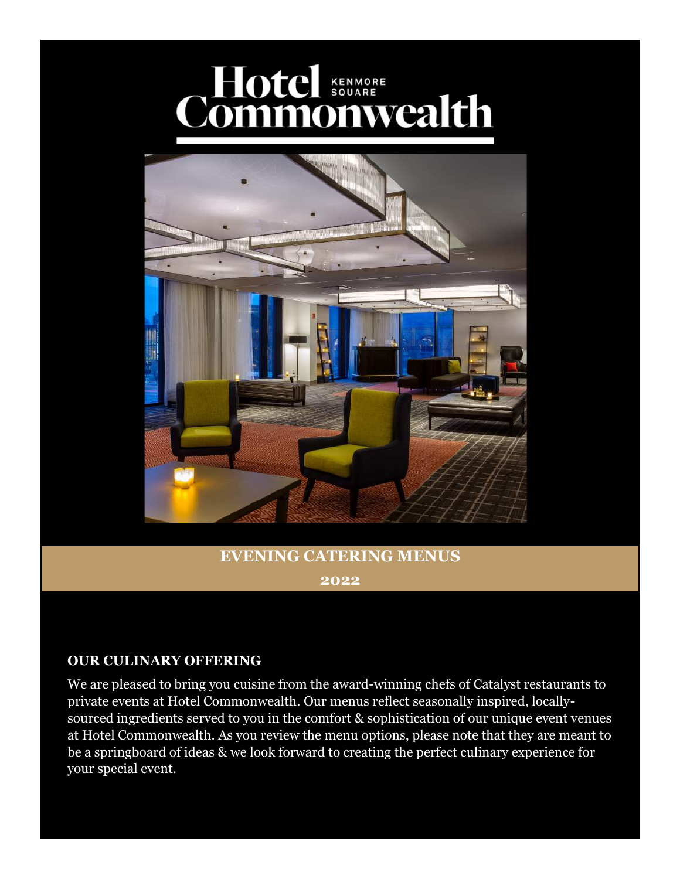# Hotel Commonwealth

KENMORE SQUARE

## EVENING CATERING MENUS

**2022**

### OUR CULINARY OFFERING

We are pleased to bring you cuisine from the award-winning chefs of Catalyst restaurants to private events at Hotel Commonwealth. Our menus reflect seasonally inspired, locally-sourced ingredients served to you in the comfort & sophistication of our unique event venues at Hotel Commonwealth. As you review the menu options, please note that they are meant to be a springboard of ideas & we look forward to creating the perfect culinary experience for your special event.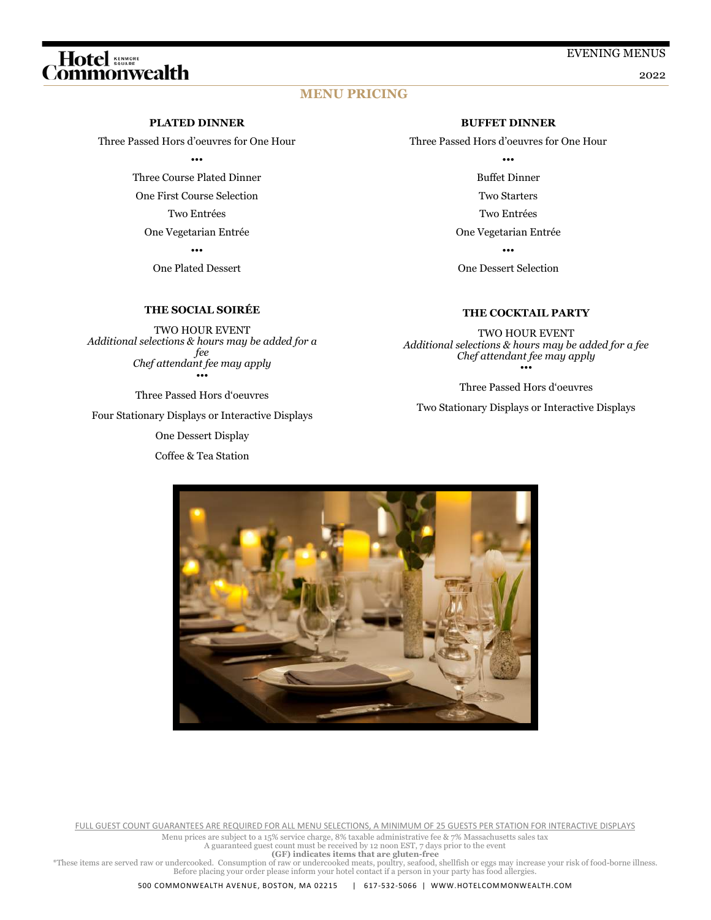# MENU PRICING

## PLATED DINNER

Three Passed Hors d'oeuvres for One Hour

•••

Three Course Plated Dinner

One First Course Selection

Two Entrées

One Vegetarian Entrée

•••

One Plated Dessert

## BUFFET DINNER

Three Passed Hors d'oeuvres for One Hour

•••

Buffet Dinner

Two Starters

Two Entrées

One Vegetarian Entrée

•••

One Dessert Selection

## THE SOCIAL SOIRÉE

TWO HOUR EVENT

*Additional selections & hours may be added for a fee*

*Chef attendant fee may apply*

•••

Three Passed Hors d'oeuvres

Four Stationary Displays or Interactive Displays

One Dessert Display

Coffee & Tea Station

## THE COCKTAIL PARTY

TWO HOUR EVENT

*Additional selections & hours may be added for a fee*

*Chef attendant fee may apply*

•••

Three Passed Hors d'oeuvres

Two Stationary Displays or Interactive Displays

FULL GUEST COUNT GUARANTEES ARE REQUIRED FOR ALL MENU SELECTIONS, A MINIMUM OF 25 GUESTS PER STATION FOR INTERACTIVE DISPLAYS

Menu prices are subject to a 15% service charge, 8% taxable administrative fee & 7% Massachusetts sales tax
A guaranteed guest count must be received by 12 noon EST, 7 days prior to the event
**(GF) indicates items that are gluten-free**
*These items are served raw or undercooked. Consumption of raw or undercooked meats, poultry, seafood, shellfish or eggs may increase your risk of food-borne illness.
Before placing your order please inform your hotel contact if a person in your party has food allergies.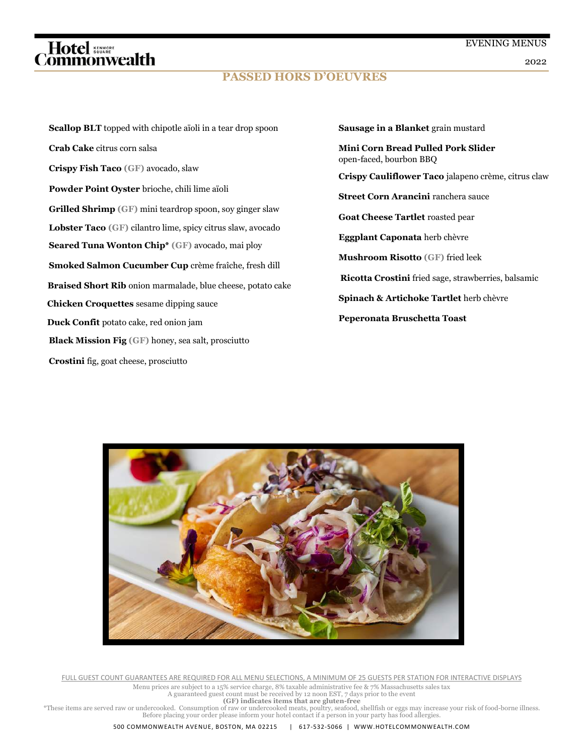# PASSED HORS D'OEUVRES

**Scallop BLT** topped with chipotle aïoli in a tear drop spoon

**Crab Cake** citrus corn salsa

**Crispy Fish Taco (GF)** avocado, slaw

**Powder Point Oyster** brioche, chili lime aïoli

**Grilled Shrimp (GF)** mini teardrop spoon, soy ginger slaw

**Lobster Taco (GF)** cilantro lime, spicy citrus slaw, avocado

**Seared Tuna Wonton Chip* (GF)** avocado, mai ploy

**Smoked Salmon Cucumber Cup** crème fraîche, fresh dill

**Braised Short Rib** onion marmalade, blue cheese, potato cake

**Chicken Croquettes** sesame dipping sauce

**Duck Confit** potato cake, red onion jam

**Black Mission Fig (GF)** honey, sea salt, prosciutto

**Crostini** fig, goat cheese, prosciutto

**Sausage in a Blanket** grain mustard

**Mini Corn Bread Pulled Pork Slider** open-faced, bourbon BBQ

**Crispy Cauliflower Taco** jalapeno crème, citrus claw

**Street Corn Arancini** ranchera sauce

**Goat Cheese Tartlet** roasted pear

**Eggplant Caponata** herb chèvre

**Mushroom Risotto (GF)** fried leek

**Ricotta Crostini** fried sage, strawberries, balsamic

**Spinach & Artichoke Tartlet** herb chèvre

**Peperonata Bruschetta Toast**

FULL GUEST COUNT GUARANTEES ARE REQUIRED FOR ALL MENU SELECTIONS, A MINIMUM OF 25 GUESTS PER STATION FOR INTERACTIVE DISPLAYS

Menu prices are subject to a 15% service charge, 8% taxable administrative fee & 7% Massachusetts sales tax
A guaranteed guest count must be received by 12 noon EST, 7 days prior to the event
**(GF) indicates items that are gluten-free**
*These items are served raw or undercooked. Consumption of raw or undercooked meats, poultry, seafood, shellfish or eggs may increase your risk of food-borne illness.
Before placing your order please inform your hotel contact if a person in your party has food allergies.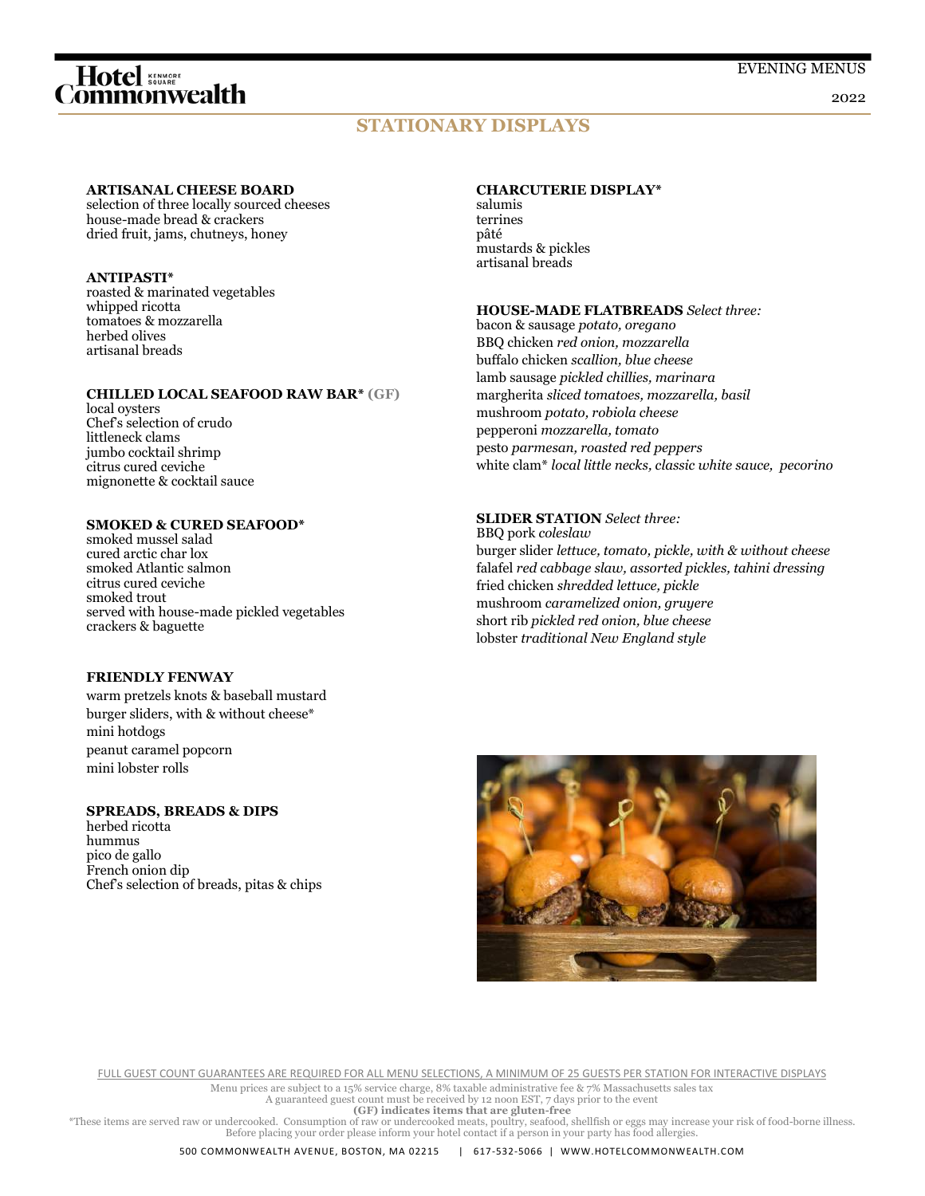# STATIONARY DISPLAYS

**ARTISANAL CHEESE BOARD**
selection of three locally sourced cheeses
house-made bread & crackers
dried fruit, jams, chutneys, honey

**ANTIPASTI***
roasted & marinated vegetables
whipped ricotta
tomatoes & mozzarella
herbed olives
artisanal breads

**CHILLED LOCAL SEAFOOD RAW BAR* (GF)**
local oysters
Chef's selection of crudo
littleneck clams
jumbo cocktail shrimp
citrus cured ceviche
mignonette & cocktail sauce

**SMOKED & CURED SEAFOOD***
smoked mussel salad
cured arctic char lox
smoked Atlantic salmon
citrus cured ceviche
smoked trout
served with house-made pickled vegetables
crackers & baguette

**FRIENDLY FENWAY**
warm pretzels knots & baseball mustard
burger sliders, with & without cheese*
mini hotdogs
peanut caramel popcorn
mini lobster rolls

**SPREADS, BREADS & DIPS**
herbed ricotta
hummus
pico de gallo
French onion dip
Chef's selection of breads, pitas & chips

**CHARCUTERIE DISPLAY***
salumis
terrines
pâté
mustards & pickles
artisanal breads

**HOUSE-MADE FLATBREADS** *Select three:*
bacon & sausage *potato, oregano*
BBQ chicken *red onion, mozzarella*
buffalo chicken *scallion, blue cheese*
lamb sausage *pickled chillies, marinara*
margherita *sliced tomatoes, mozzarella, basil*
mushroom *potato, robiola cheese*
pepperoni *mozzarella, tomato*
pesto *parmesan, roasted red peppers*
white clam* *local little necks, classic white sauce, pecorino*

**SLIDER STATION** *Select three:*
BBQ pork *coleslaw*
burger slider *lettuce, tomato, pickle, with & without cheese*
falafel *red cabbage slaw, assorted pickles, tahini dressing*
fried chicken *shredded lettuce, pickle*
mushroom *caramelized onion, gruyere*
short rib *pickled red onion, blue cheese*
lobster *traditional New England style*

FULL GUEST COUNT GUARANTEES ARE REQUIRED FOR ALL MENU SELECTIONS, A MINIMUM OF 25 GUESTS PER STATION FOR INTERACTIVE DISPLAYS

Menu prices are subject to a 15% service charge, 8% taxable administrative fee & 7% Massachusetts sales tax
A guaranteed guest count must be received by 12 noon EST, 7 days prior to the event
**(GF) indicates items that are gluten-free**
*These items are served raw or undercooked. Consumption of raw or undercooked meats, poultry, seafood, shellfish or eggs may increase your risk of food-borne illness.
Before placing your order please inform your hotel contact if a person in your party has food allergies.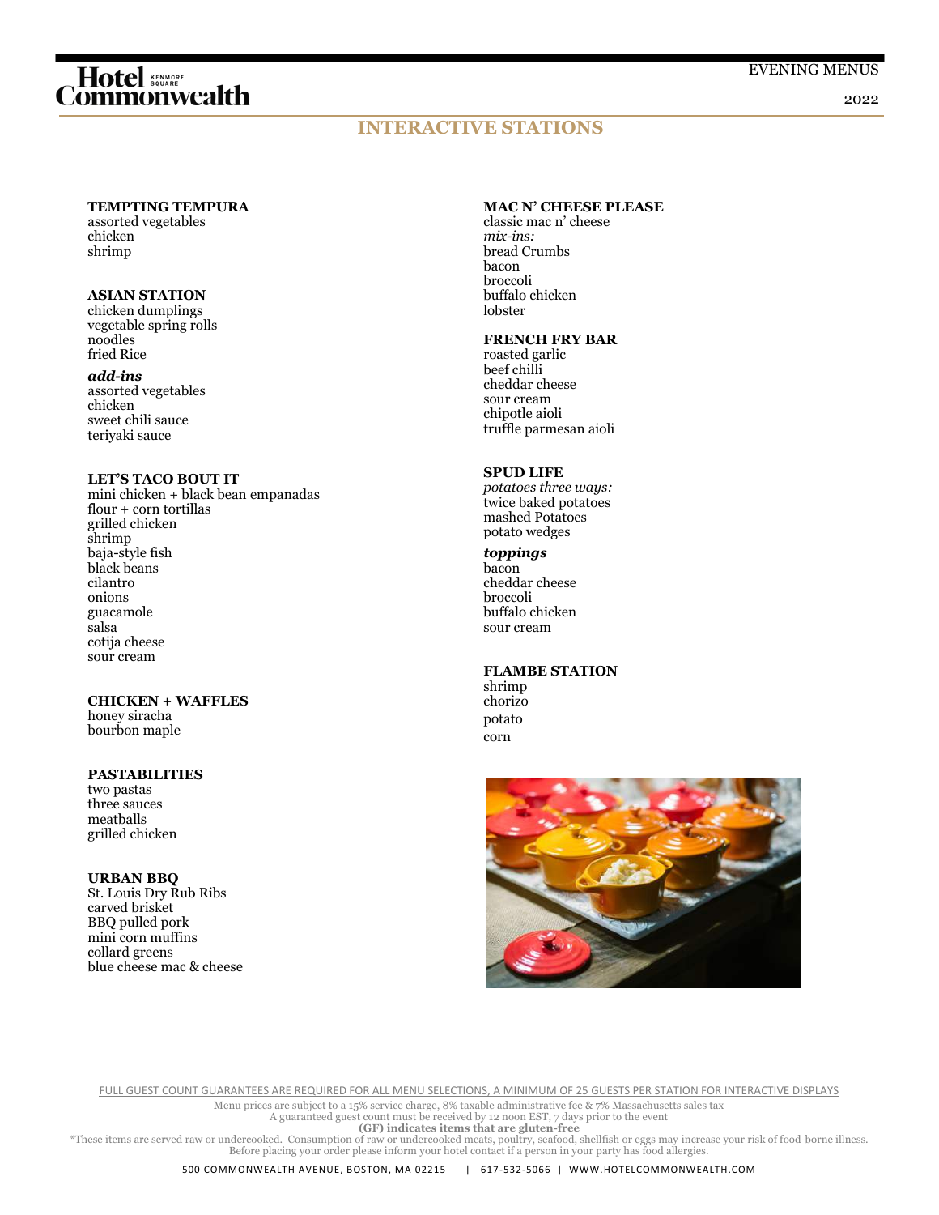## INTERACTIVE STATIONS

### TEMPTING TEMPURA
assorted vegetables
chicken
shrimp

### ASIAN STATION
chicken dumplings
vegetable spring rolls
noodles
fried Rice

***add-ins***
assorted vegetables
chicken
sweet chili sauce
teriyaki sauce

### LET'S TACO BOUT IT
mini chicken + black bean empanadas
flour + corn tortillas
grilled chicken
shrimp
baja-style fish
black beans
cilantro
onions
guacamole
salsa
cotija cheese
sour cream

### CHICKEN + WAFFLES
honey siracha
bourbon maple

### PASTABILITIES
two pastas
three sauces
meatballs
grilled chicken

### URBAN BBQ
St. Louis Dry Rub Ribs
carved brisket
BBQ pulled pork
mini corn muffins
collard greens
blue cheese mac & cheese

### MAC N' CHEESE PLEASE
classic mac n' cheese
*mix-ins:*
bread Crumbs
bacon
broccoli
buffalo chicken
lobster

### FRENCH FRY BAR
roasted garlic
beef chilli
cheddar cheese
sour cream
chipotle aioli
truffle parmesan aioli

### SPUD LIFE
*potatoes three ways:*
twice baked potatoes
mashed Potatoes
potato wedges

***toppings***
bacon
cheddar cheese
broccoli
buffalo chicken
sour cream

### FLAMBE STATION
shrimp
chorizo
potato
corn

FULL GUEST COUNT GUARANTEES ARE REQUIRED FOR ALL MENU SELECTIONS, A MINIMUM OF 25 GUESTS PER STATION FOR INTERACTIVE DISPLAYS

Menu prices are subject to a 15% service charge, 8% taxable administrative fee & 7% Massachusetts sales tax
A guaranteed guest count must be received by 12 noon EST, 7 days prior to the event
**(GF) indicates items that are gluten-free**
*These items are served raw or undercooked. Consumption of raw or undercooked meats, poultry, seafood, shellfish or eggs may increase your risk of food-borne illness.
Before placing your order please inform your hotel contact if a person in your party has food allergies.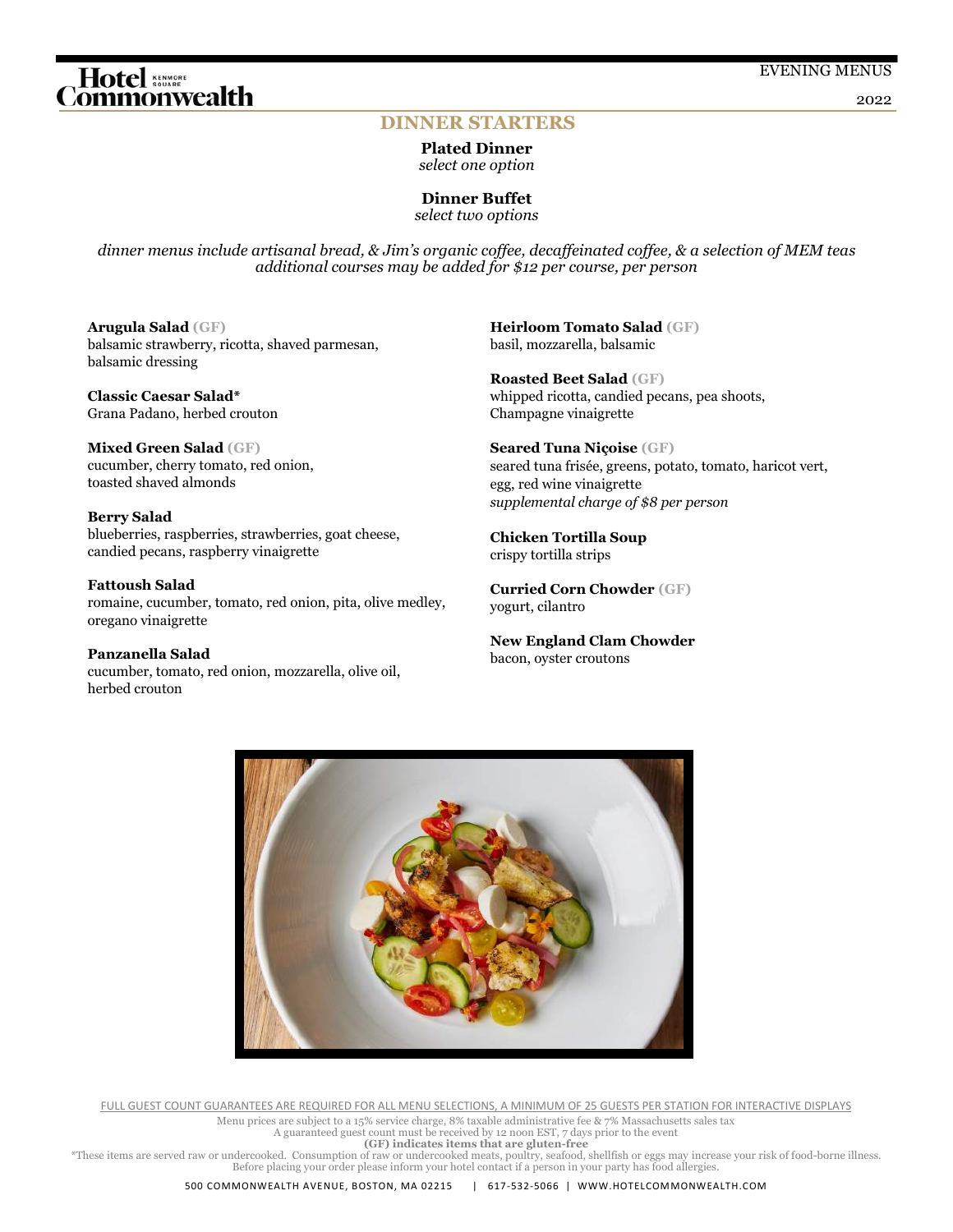# DINNER STARTERS

**Plated Dinner**
*select one option*

**Dinner Buffet**
*select two options*

*dinner menus include artisanal bread, & Jim's organic coffee, decaffeinated coffee, & a selection of MEM teas*
*additional courses may be added for $12 per course, per person*

**Arugula Salad** (GF)
balsamic strawberry, ricotta, shaved parmesan, balsamic dressing

**Classic Caesar Salad***
Grana Padano, herbed crouton

**Mixed Green Salad** (GF)
cucumber, cherry tomato, red onion, toasted shaved almonds

**Berry Salad**
blueberries, raspberries, strawberries, goat cheese, candied pecans, raspberry vinaigrette

**Fattoush Salad**
romaine, cucumber, tomato, red onion, pita, olive medley, oregano vinaigrette

**Panzanella Salad**
cucumber, tomato, red onion, mozzarella, olive oil, herbed crouton

**Heirloom Tomato Salad** (GF)
basil, mozzarella, balsamic

**Roasted Beet Salad** (GF)
whipped ricotta, candied pecans, pea shoots, Champagne vinaigrette

**Seared Tuna Niçoise** (GF)
seared tuna frisée, greens, potato, tomato, haricot vert, egg, red wine vinaigrette
*supplemental charge of $8 per person*

**Chicken Tortilla Soup**
crispy tortilla strips

**Curried Corn Chowder** (GF)
yogurt, cilantro

**New England Clam Chowder**
bacon, oyster croutons

FULL GUEST COUNT GUARANTEES ARE REQUIRED FOR ALL MENU SELECTIONS, A MINIMUM OF 25 GUESTS PER STATION FOR INTERACTIVE DISPLAYS

Menu prices are subject to a 15% service charge, 8% taxable administrative fee & 7% Massachusetts sales tax
A guaranteed guest count must be received by 12 noon EST, 7 days prior to the event
**(GF) indicates items that are gluten-free**
*These items are served raw or undercooked. Consumption of raw or undercooked meats, poultry, seafood, shellfish or eggs may increase your risk of food-borne illness.
Before placing your order please inform your hotel contact if a person in your party has food allergies.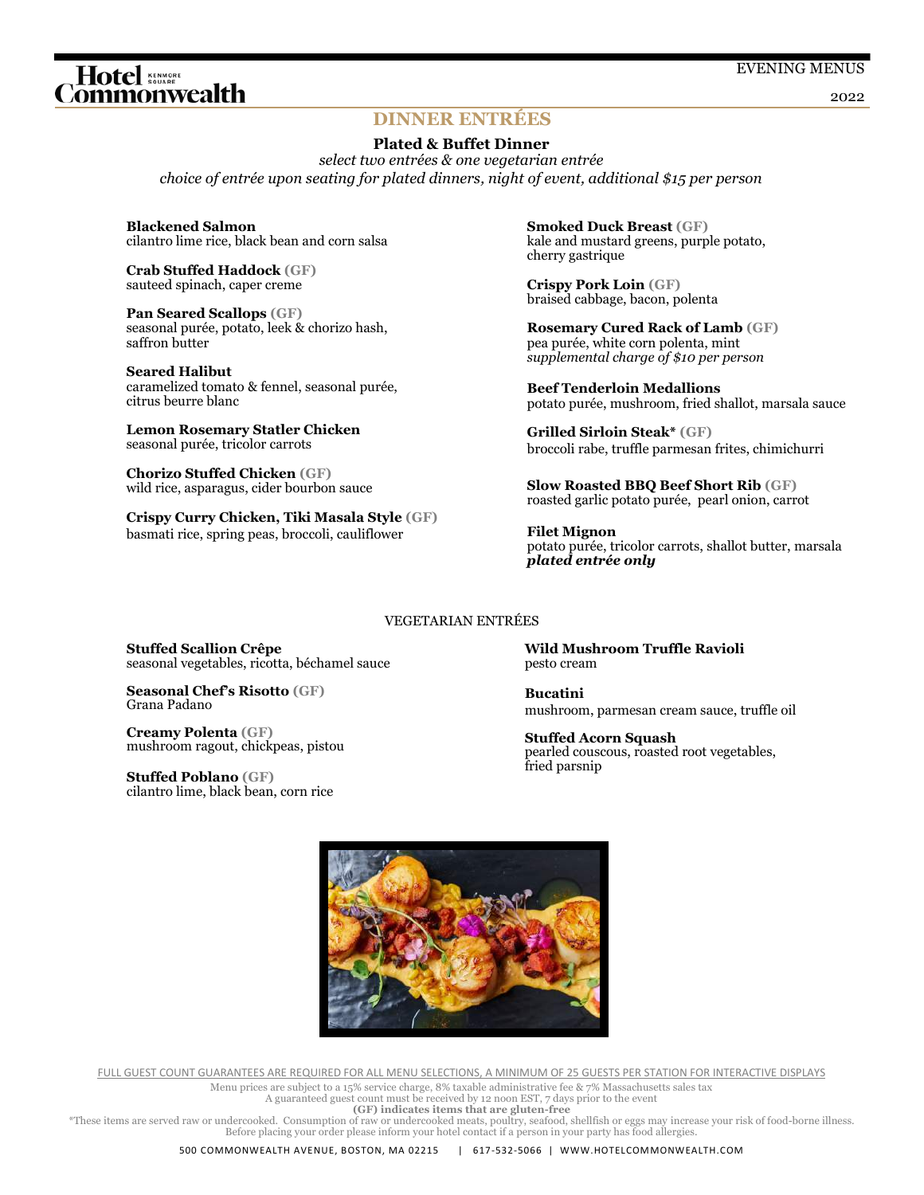# DINNER ENTRÉES

## Plated & Buffet Dinner

*select two entrées & one vegetarian entrée*
*choice of entrée upon seating for plated dinners, night of event, additional $15 per person*

**Blackened Salmon**
cilantro lime rice, black bean and corn salsa

**Crab Stuffed Haddock (GF)**
sauteed spinach, caper creme

**Pan Seared Scallops (GF)**
seasonal purée, potato, leek & chorizo hash, saffron butter

**Seared Halibut**
caramelized tomato & fennel, seasonal purée, citrus beurre blanc

**Lemon Rosemary Statler Chicken**
seasonal purée, tricolor carrots

**Chorizo Stuffed Chicken (GF)**
wild rice, asparagus, cider bourbon sauce

**Crispy Curry Chicken, Tiki Masala Style (GF)**
basmati rice, spring peas, broccoli, cauliflower

**Smoked Duck Breast (GF)**
kale and mustard greens, purple potato, cherry gastrique

**Crispy Pork Loin (GF)**
braised cabbage, bacon, polenta

**Rosemary Cured Rack of Lamb (GF)**
pea purée, white corn polenta, mint
*supplemental charge of $10 per person*

**Beef Tenderloin Medallions**
potato purée, mushroom, fried shallot, marsala sauce

**Grilled Sirloin Steak* (GF)**
broccoli rabe, truffle parmesan frites, chimichurri

**Slow Roasted BBQ Beef Short Rib (GF)**
roasted garlic potato purée, pearl onion, carrot

**Filet Mignon**
potato purée, tricolor carrots, shallot butter, marsala
***plated entrée only***

### VEGETARIAN ENTRÉES

**Stuffed Scallion Crêpe**
seasonal vegetables, ricotta, béchamel sauce

**Seasonal Chef's Risotto (GF)**
Grana Padano

**Creamy Polenta (GF)**
mushroom ragout, chickpeas, pistou

**Stuffed Poblano (GF)**
cilantro lime, black bean, corn rice

**Wild Mushroom Truffle Ravioli**
pesto cream

**Bucatini**
mushroom, parmesan cream sauce, truffle oil

**Stuffed Acorn Squash**
pearled couscous, roasted root vegetables, fried parsnip

FULL GUEST COUNT GUARANTEES ARE REQUIRED FOR ALL MENU SELECTIONS, A MINIMUM OF 25 GUESTS PER STATION FOR INTERACTIVE DISPLAYS

Menu prices are subject to a 15% service charge, 8% taxable administrative fee & 7% Massachusetts sales tax
A guaranteed guest count must be received by 12 noon EST, 7 days prior to the event
**(GF) indicates items that are gluten-free**
*These items are served raw or undercooked. Consumption of raw or undercooked meats, poultry, seafood, shellfish or eggs may increase your risk of food-borne illness. Before placing your order please inform your hotel contact if a person in your party has food allergies.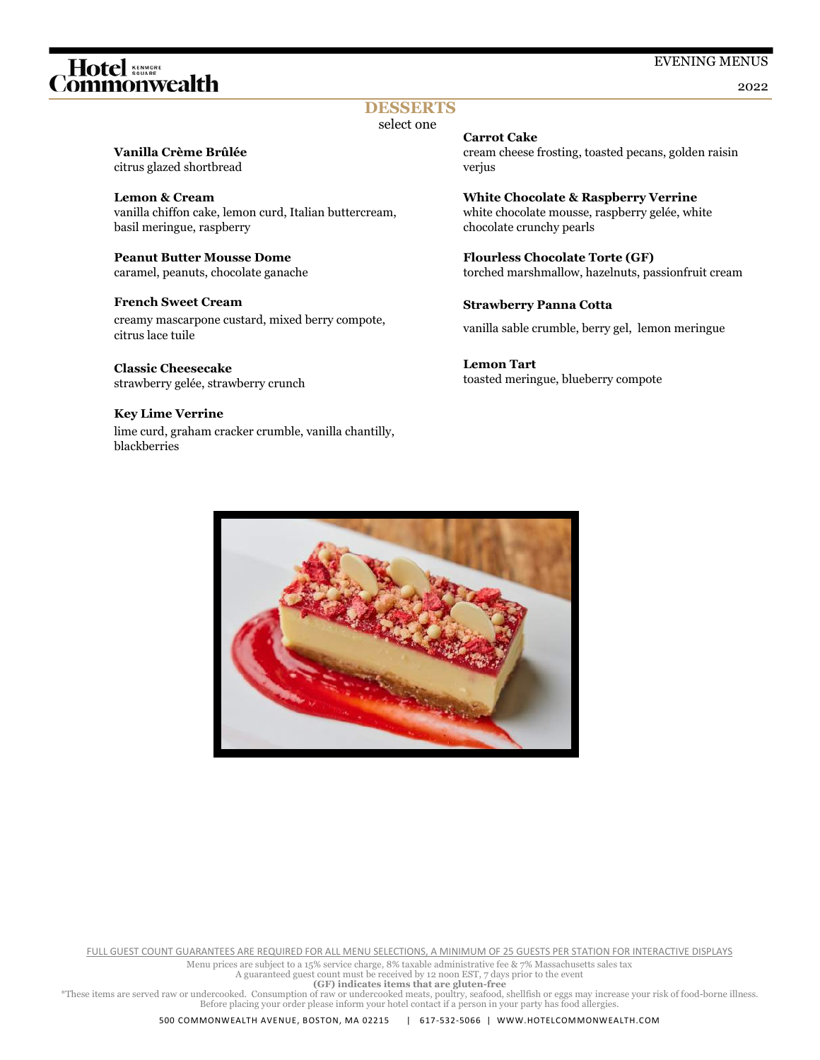## DESSERTS

select one

**Vanilla Crème Brûlée**
citrus glazed shortbread

**Lemon & Cream**
vanilla chiffon cake, lemon curd, Italian buttercream, basil meringue, raspberry

**Peanut Butter Mousse Dome**
caramel, peanuts, chocolate ganache

**French Sweet Cream**
creamy mascarpone custard, mixed berry compote, citrus lace tuile

**Classic Cheesecake**
strawberry gelée, strawberry crunch

**Key Lime Verrine**
lime curd, graham cracker crumble, vanilla chantilly, blackberries

**Carrot Cake**
cream cheese frosting, toasted pecans, golden raisin verjus

**White Chocolate & Raspberry Verrine**
white chocolate mousse, raspberry gelée, white chocolate crunchy pearls

**Flourless Chocolate Torte (GF)**
torched marshmallow, hazelnuts, passionfruit cream

**Strawberry Panna Cotta**
vanilla sable crumble, berry gel, lemon meringue

**Lemon Tart**
toasted meringue, blueberry compote

FULL GUEST COUNT GUARANTEES ARE REQUIRED FOR ALL MENU SELECTIONS, A MINIMUM OF 25 GUESTS PER STATION FOR INTERACTIVE DISPLAYS

Menu prices are subject to a 15% service charge, 8% taxable administrative fee & 7% Massachusetts sales tax
A guaranteed guest count must be received by 12 noon EST, 7 days prior to the event
**(GF) indicates items that are gluten-free**
*These items are served raw or undercooked. Consumption of raw or undercooked meats, poultry, seafood, shellfish or eggs may increase your risk of food-borne illness.
Before placing your order please inform your hotel contact if a person in your party has food allergies.

500 COMMONWEALTH AVENUE, BOSTON, MA 02215 | 617-532-5066 | WWW.HOTELCOMMONWEALTH.COM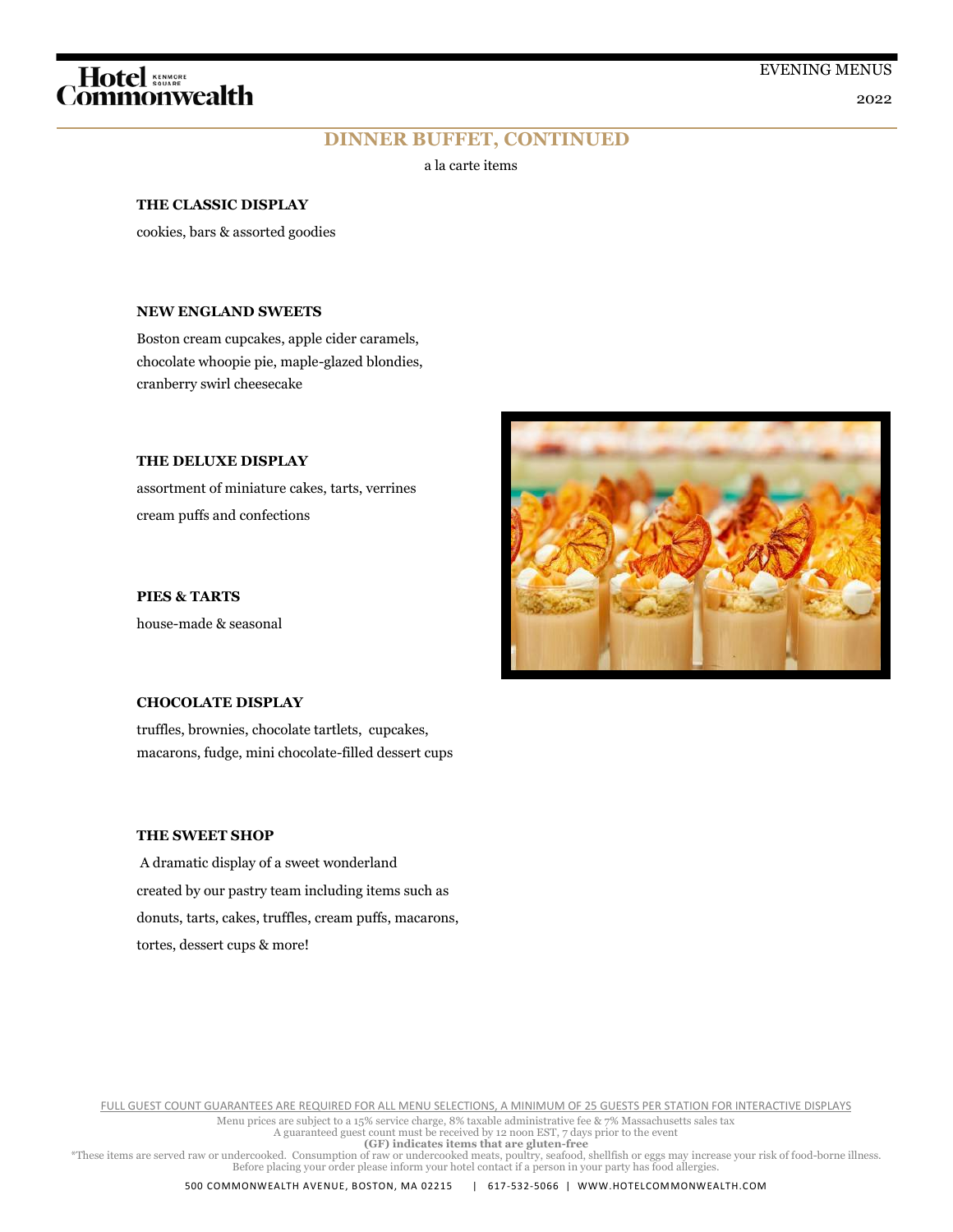## DINNER BUFFET, CONTINUED

a la carte items

**THE CLASSIC DISPLAY**

cookies, bars & assorted goodies

**NEW ENGLAND SWEETS**

Boston cream cupcakes, apple cider caramels, chocolate whoopie pie, maple-glazed blondies, cranberry swirl cheesecake

**THE DELUXE DISPLAY**

assortment of miniature cakes, tarts, verrines cream puffs and confections

**PIES & TARTS**

house-made & seasonal

**CHOCOLATE DISPLAY**

truffles, brownies, chocolate tartlets, cupcakes, macarons, fudge, mini chocolate-filled dessert cups

**THE SWEET SHOP**

A dramatic display of a sweet wonderland created by our pastry team including items such as donuts, tarts, cakes, truffles, cream puffs, macarons, tortes, dessert cups & more!

FULL GUEST COUNT GUARANTEES ARE REQUIRED FOR ALL MENU SELECTIONS, A MINIMUM OF 25 GUESTS PER STATION FOR INTERACTIVE DISPLAYS

Menu prices are subject to a 15% service charge, 8% taxable administrative fee & 7% Massachusetts sales tax
A guaranteed guest count must be received by 12 noon EST, 7 days prior to the event
**(GF) indicates items that are gluten-free**
*These items are served raw or undercooked. Consumption of raw or undercooked meats, poultry, seafood, shellfish or eggs may increase your risk of food-borne illness.
Before placing your order please inform your hotel contact if a person in your party has food allergies.

500 COMMONWEALTH AVENUE, BOSTON, MA 02215 | 617-532-5066 | WWW.HOTELCOMMONWEALTH.COM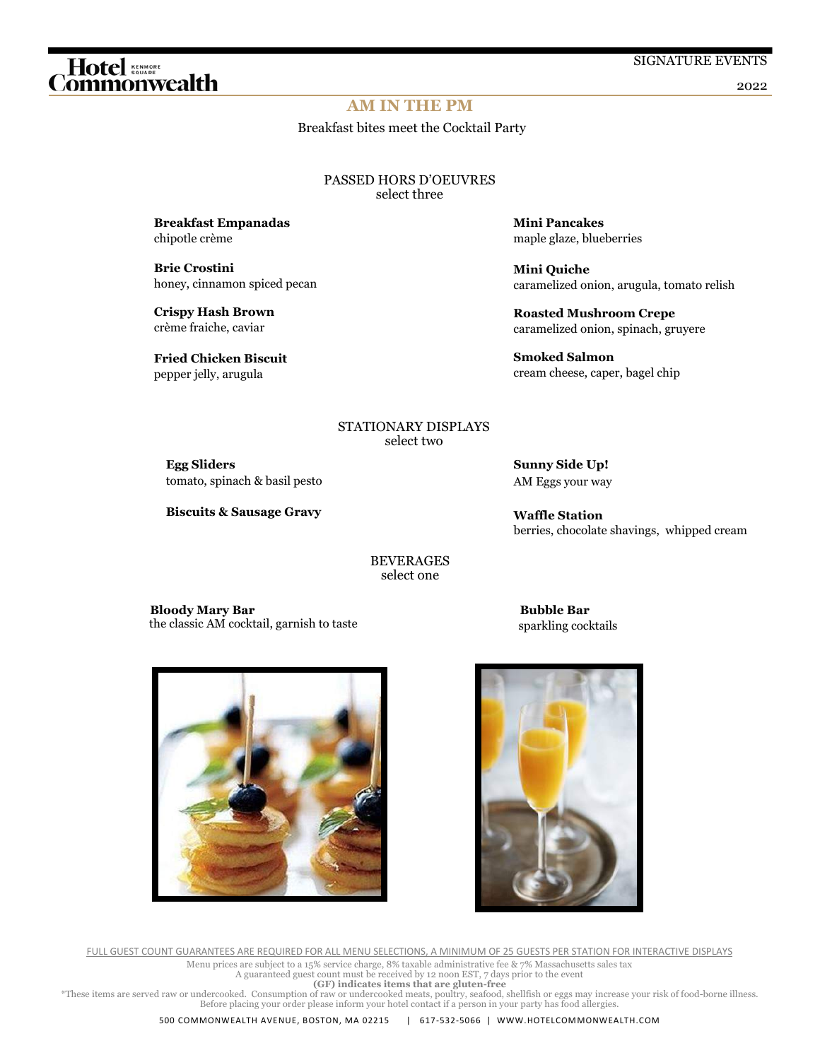## AM IN THE PM

Breakfast bites meet the Cocktail Party

### PASSED HORS D'OEUVRES
select three

**Breakfast Empanadas**
chipotle crème

**Brie Crostini**
honey, cinnamon spiced pecan

**Crispy Hash Brown**
crème fraiche, caviar

**Fried Chicken Biscuit**
pepper jelly, arugula

**Mini Pancakes**
maple glaze, blueberries

**Mini Quiche**
caramelized onion, arugula, tomato relish

**Roasted Mushroom Crepe**
caramelized onion, spinach, gruyere

**Smoked Salmon**
cream cheese, caper, bagel chip

### STATIONARY DISPLAYS
select two

**Egg Sliders**
tomato, spinach & basil pesto

**Biscuits & Sausage Gravy**

**Sunny Side Up!**
AM Eggs your way

**Waffle Station**
berries, chocolate shavings, whipped cream

### BEVERAGES
select one

**Bloody Mary Bar**
the classic AM cocktail, garnish to taste

**Bubble Bar**
sparkling cocktails

FULL GUEST COUNT GUARANTEES ARE REQUIRED FOR ALL MENU SELECTIONS, A MINIMUM OF 25 GUESTS PER STATION FOR INTERACTIVE DISPLAYS

Menu prices are subject to a 15% service charge, 8% taxable administrative fee & 7% Massachusetts sales tax
A guaranteed guest count must be received by 12 noon EST, 7 days prior to the event
**(GF) indicates items that are gluten-free**
*These items are served raw or undercooked. Consumption of raw or undercooked meats, poultry, seafood, shellfish or eggs may increase your risk of food-borne illness.
Before placing your order please inform your hotel contact if a person in your party has food allergies.

500 COMMONWEALTH AVENUE, BOSTON, MA 02215 | 617-532-5066 | WWW.HOTELCOMMONWEALTH.COM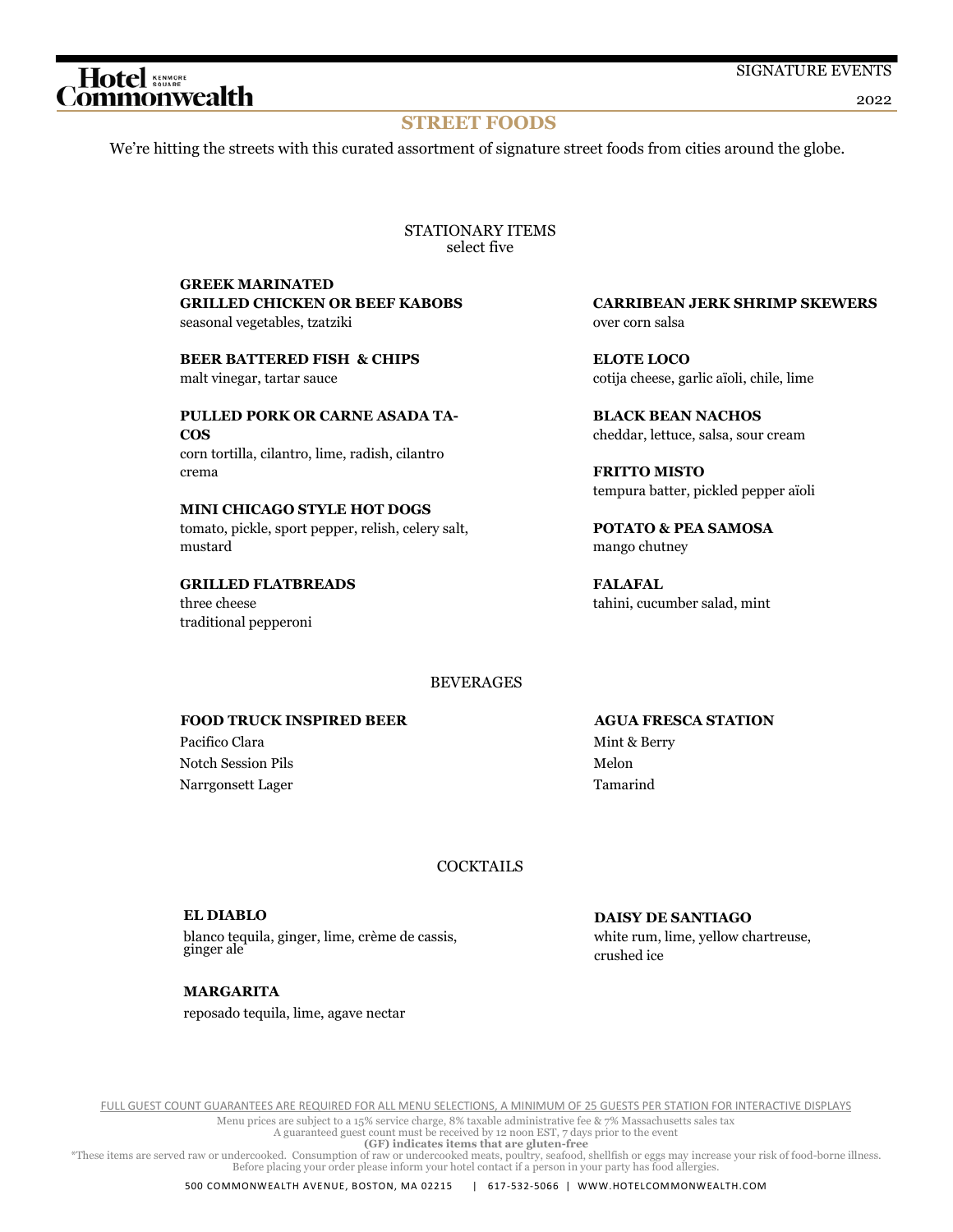## STREET FOODS

We're hitting the streets with this curated assortment of signature street foods from cities around the globe.

### STATIONARY ITEMS
select five

**GREEK MARINATED GRILLED CHICKEN OR BEEF KABOBS**
seasonal vegetables, tzatziki

**BEER BATTERED FISH & CHIPS**
malt vinegar, tartar sauce

**PULLED PORK OR CARNE ASADA TACOS**
corn tortilla, cilantro, lime, radish, cilantro crema

**MINI CHICAGO STYLE HOT DOGS**
tomato, pickle, sport pepper, relish, celery salt, mustard

**GRILLED FLATBREADS**
three cheese
traditional pepperoni

**CARRIBEAN JERK SHRIMP SKEWERS**
over corn salsa

**ELOTE LOCO**
cotija cheese, garlic aïoli, chile, lime

**BLACK BEAN NACHOS**
cheddar, lettuce, salsa, sour cream

**FRITTO MISTO**
tempura batter, pickled pepper aïoli

**POTATO & PEA SAMOSA**
mango chutney

**FALAFAL**
tahini, cucumber salad, mint

### BEVERAGES

**FOOD TRUCK INSPIRED BEER**
Pacifico Clara
Notch Session Pils
Narrgonsett Lager

**AGUA FRESCA STATION**
Mint & Berry
Melon
Tamarind

### COCKTAILS

**EL DIABLO**
blanco tequila, ginger, lime, crème de cassis, ginger ale

**MARGARITA**
reposado tequila, lime, agave nectar

**DAISY DE SANTIAGO**
white rum, lime, yellow chartreuse, crushed ice

FULL GUEST COUNT GUARANTEES ARE REQUIRED FOR ALL MENU SELECTIONS, A MINIMUM OF 25 GUESTS PER STATION FOR INTERACTIVE DISPLAYS

Menu prices are subject to a 15% service charge, 8% taxable administrative fee & 7% Massachusetts sales tax
A guaranteed guest count must be received by 12 noon EST, 7 days prior to the event
**(GF) indicates items that are gluten-free**
*These items are served raw or undercooked. Consumption of raw or undercooked meats, poultry, seafood, shellfish or eggs may increase your risk of food-borne illness.
Before placing your order please inform your hotel contact if a person in your party has food allergies.

500 COMMONWEALTH AVENUE, BOSTON, MA 02215 | 617-532-5066 | WWW.HOTELCOMMONWEALTH.COM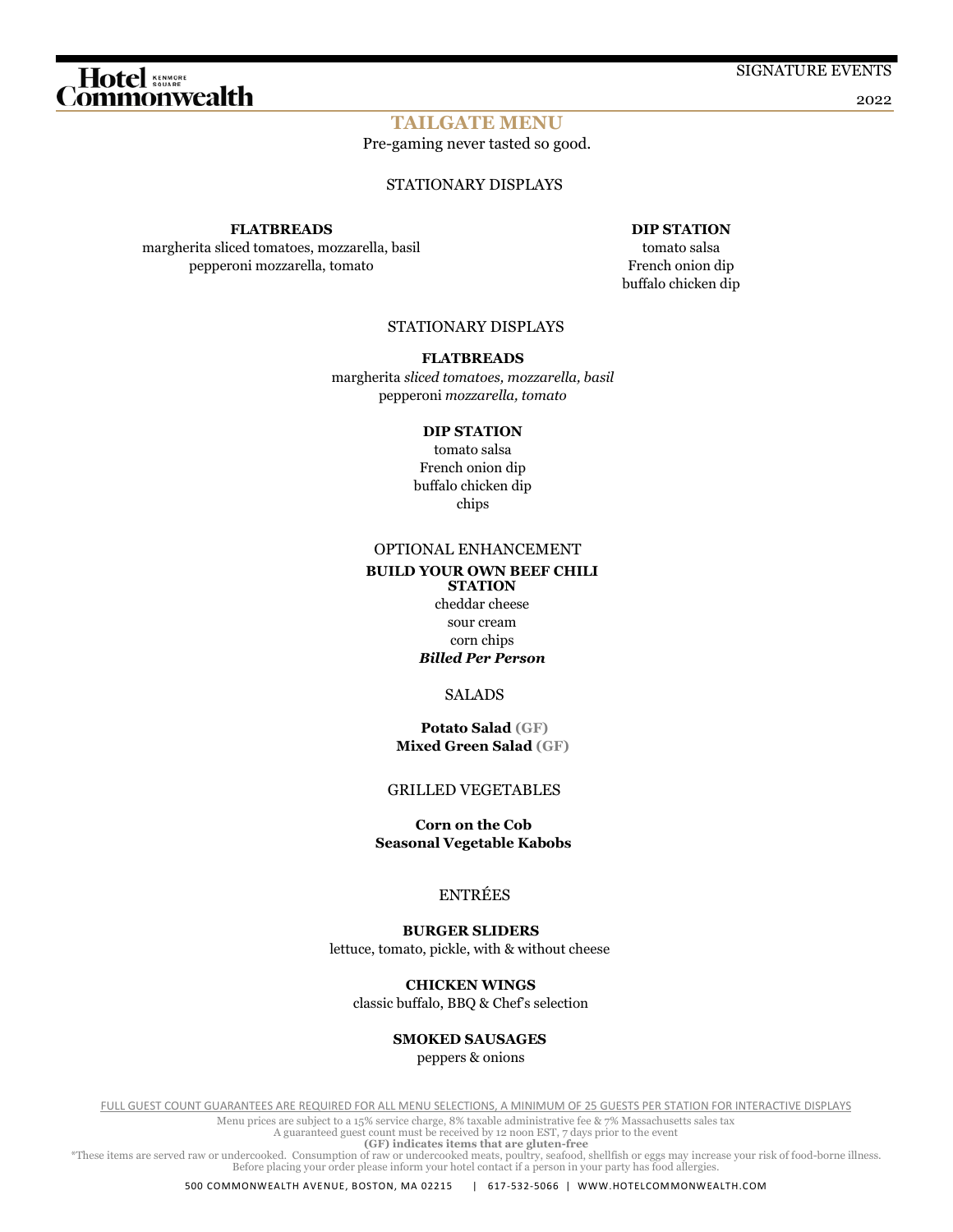# TAILGATE MENU

Pre-gaming never tasted so good.

## STATIONARY DISPLAYS

**FLATBREADS**

margherita sliced tomatoes, mozzarella, basil
pepperoni mozzarella, tomato

**DIP STATION**

tomato salsa
French onion dip
buffalo chicken dip

## STATIONARY DISPLAYS

**FLATBREADS**

margherita *sliced tomatoes, mozzarella, basil*
pepperoni *mozzarella, tomato*

**DIP STATION**

tomato salsa
French onion dip
buffalo chicken dip
chips

## OPTIONAL ENHANCEMENT

**BUILD YOUR OWN BEEF CHILI STATION**

cheddar cheese
sour cream
corn chips
***Billed Per Person***

## SALADS

**Potato Salad** **(GF)**
**Mixed Green Salad** **(GF)**

## GRILLED VEGETABLES

**Corn on the Cob**
**Seasonal Vegetable Kabobs**

## ENTRÉES

**BURGER SLIDERS**

lettuce, tomato, pickle, with & without cheese

**CHICKEN WINGS**

classic buffalo, BBQ & Chef's selection

**SMOKED SAUSAGES**

peppers & onions

FULL GUEST COUNT GUARANTEES ARE REQUIRED FOR ALL MENU SELECTIONS, A MINIMUM OF 25 GUESTS PER STATION FOR INTERACTIVE DISPLAYS

Menu prices are subject to a 15% service charge, 8% taxable administrative fee & 7% Massachusetts sales tax
A guaranteed guest count must be received by 12 noon EST, 7 days prior to the event
**(GF) indicates items that are gluten-free**
*These items are served raw or undercooked. Consumption of raw or undercooked meats, poultry, seafood, shellfish or eggs may increase your risk of food-borne illness.
Before placing your order please inform your hotel contact if a person in your party has food allergies.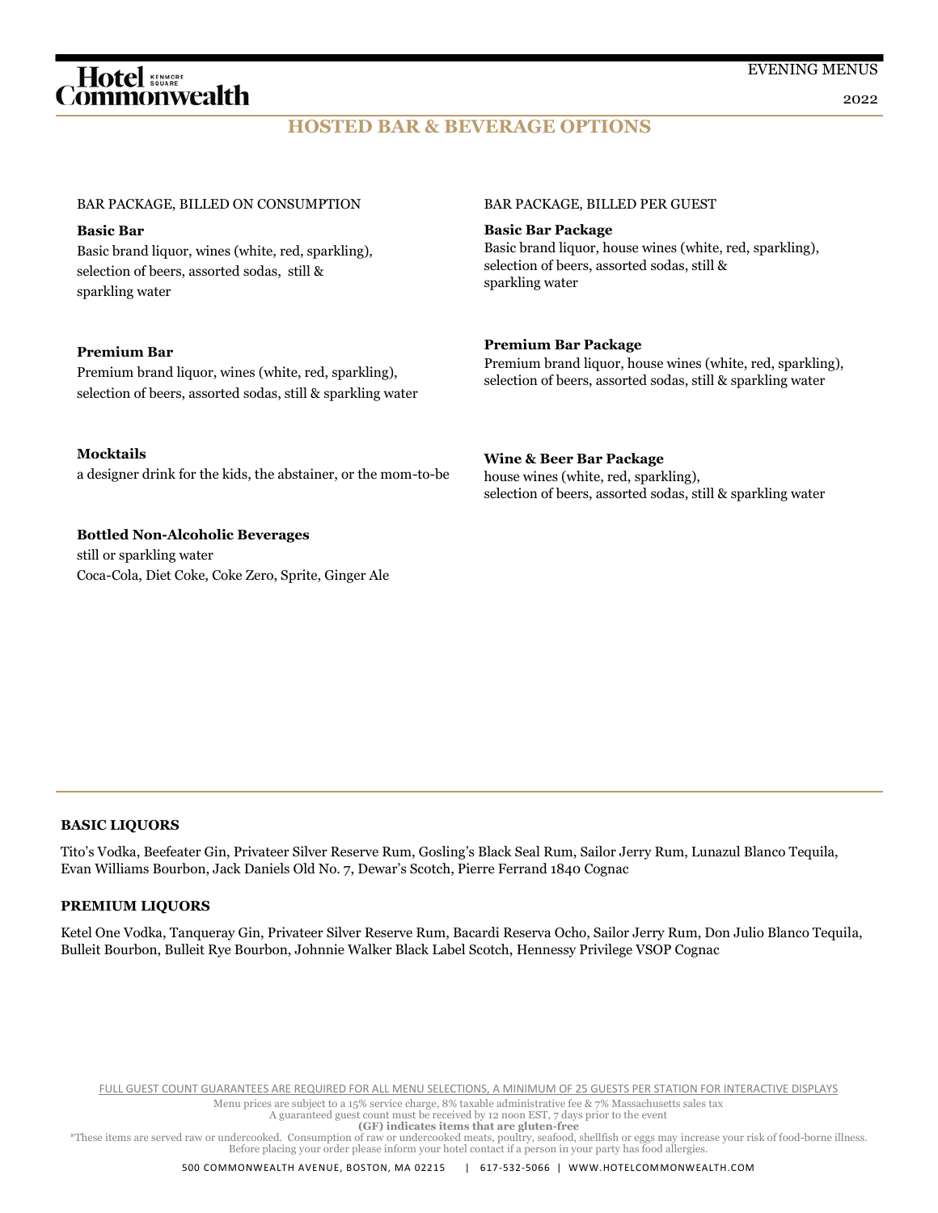# HOSTED BAR & BEVERAGE OPTIONS

BAR PACKAGE, BILLED ON CONSUMPTION

**Basic Bar**
Basic brand liquor, wines (white, red, sparkling), selection of beers, assorted sodas, still & sparkling water

**Premium Bar**
Premium brand liquor, wines (white, red, sparkling), selection of beers, assorted sodas, still & sparkling water

**Mocktails**
a designer drink for the kids, the abstainer, or the mom-to-be

**Bottled Non-Alcoholic Beverages**
still or sparkling water
Coca-Cola, Diet Coke, Coke Zero, Sprite, Ginger Ale

BAR PACKAGE, BILLED PER GUEST

**Basic Bar Package**
Basic brand liquor, house wines (white, red, sparkling), selection of beers, assorted sodas, still & sparkling water

**Premium Bar Package**
Premium brand liquor, house wines (white, red, sparkling), selection of beers, assorted sodas, still & sparkling water

**Wine & Beer Bar Package**
house wines (white, red, sparkling), selection of beers, assorted sodas, still & sparkling water

**BASIC LIQUORS**

Tito's Vodka, Beefeater Gin, Privateer Silver Reserve Rum, Gosling's Black Seal Rum, Sailor Jerry Rum, Lunazul Blanco Tequila, Evan Williams Bourbon, Jack Daniels Old No. 7, Dewar's Scotch, Pierre Ferrand 1840 Cognac

**PREMIUM LIQUORS**

Ketel One Vodka, Tanqueray Gin, Privateer Silver Reserve Rum, Bacardi Reserva Ocho, Sailor Jerry Rum, Don Julio Blanco Tequila, Bulleit Bourbon, Bulleit Rye Bourbon, Johnnie Walker Black Label Scotch, Hennessy Privilege VSOP Cognac

FULL GUEST COUNT GUARANTEES ARE REQUIRED FOR ALL MENU SELECTIONS, A MINIMUM OF 25 GUESTS PER STATION FOR INTERACTIVE DISPLAYS

Menu prices are subject to a 15% service charge, 8% taxable administrative fee & 7% Massachusetts sales tax
A guaranteed guest count must be received by 12 noon EST, 7 days prior to the event
**(GF) indicates items that are gluten-free**
*These items are served raw or undercooked. Consumption of raw or undercooked meats, poultry, seafood, shellfish or eggs may increase your risk of food-borne illness.
Before placing your order please inform your hotel contact if a person in your party has food allergies.